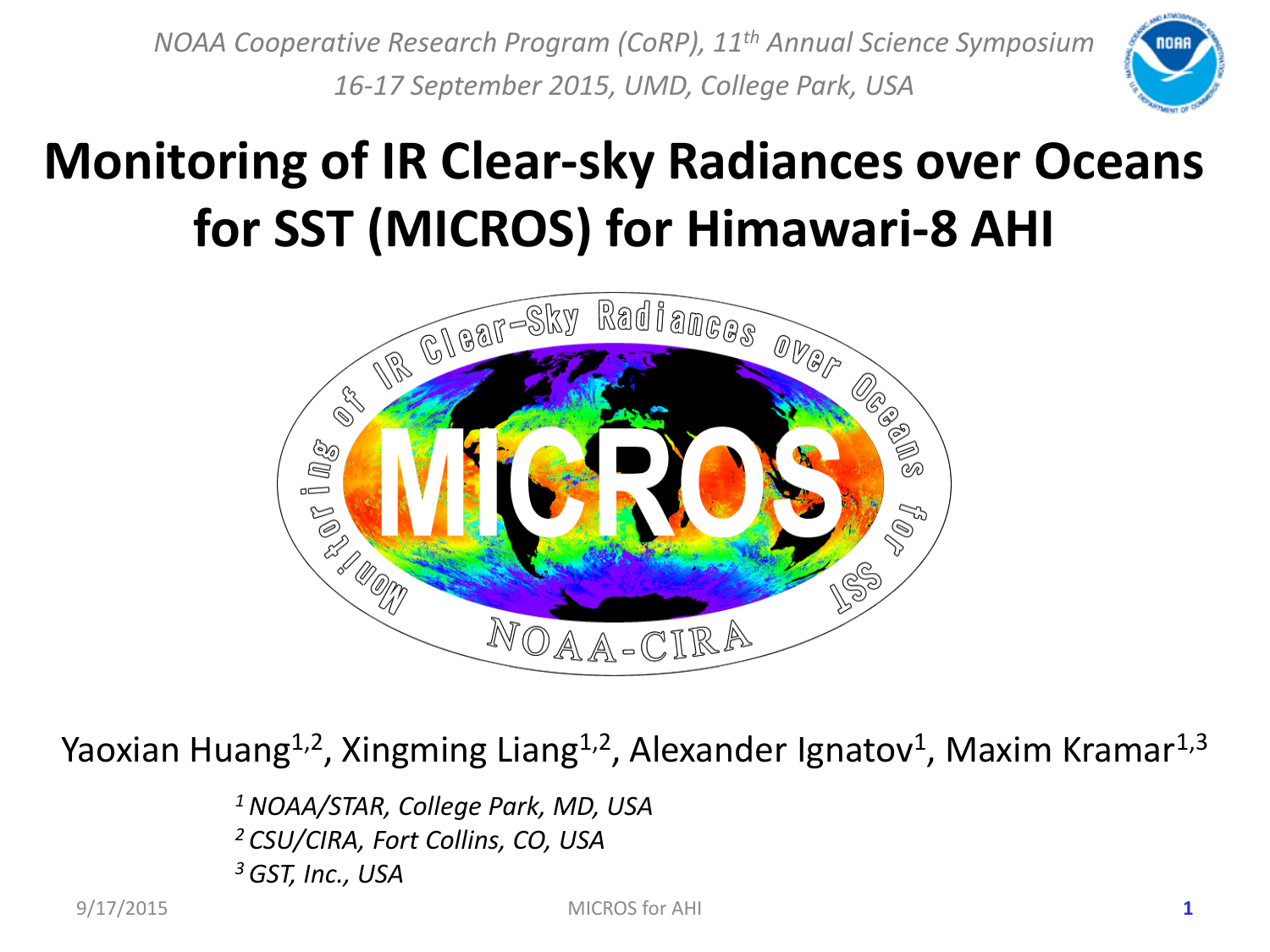*NOAA Cooperative Research Program (CoRP), 11th Annual Science Symposium*
*16-17 September 2015, UMD, College Park, USA*

# Monitoring of IR Clear-sky Radiances over Oceans for SST (MICROS) for Himawari-8 AHI

Yaoxian Huang[1,2], Xingming Liang[1,2], Alexander Ignatov[1], Maxim Kramar[1,3]

*[1] NOAA/STAR, College Park, MD, USA*
*[2] CSU/CIRA, Fort Collins, CO, USA*
*[3] GST, Inc., USA*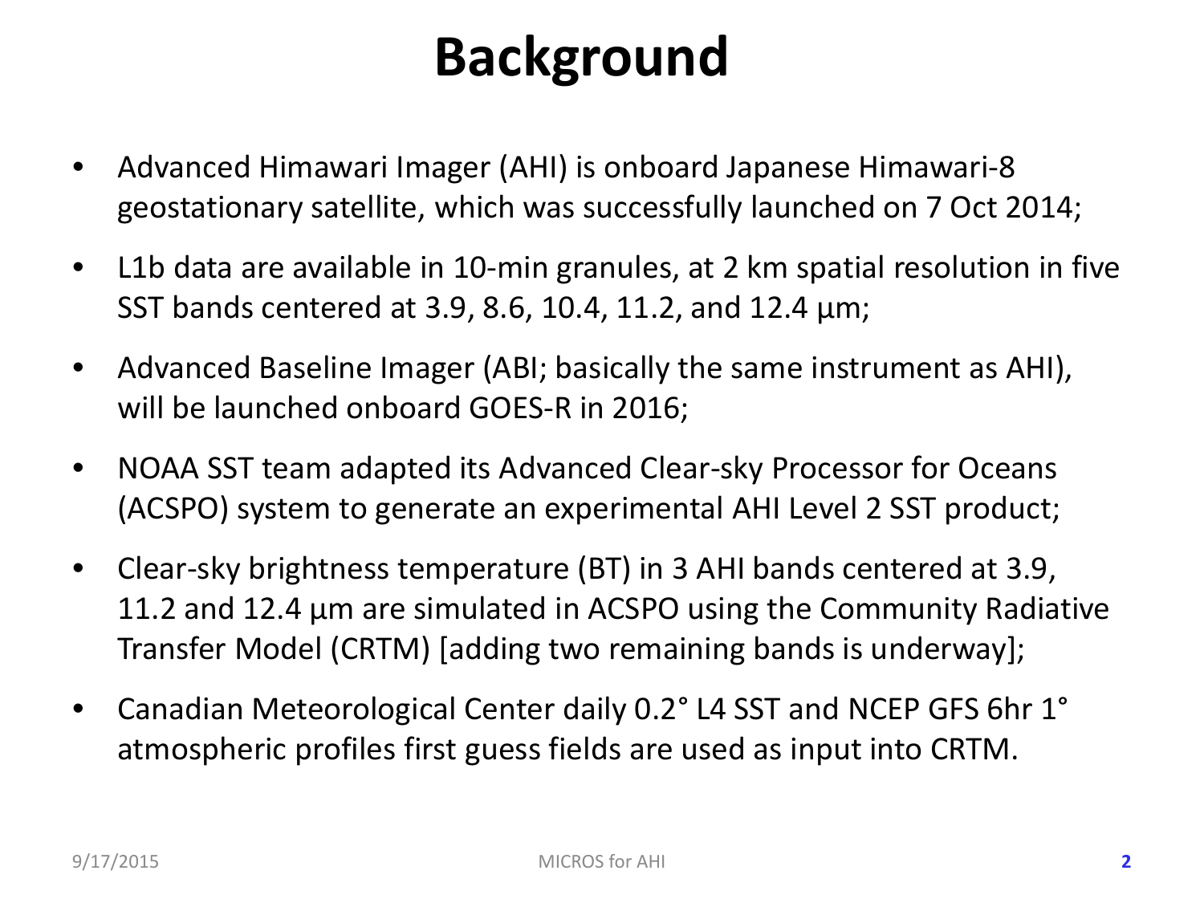# Background

- Advanced Himawari Imager (AHI) is onboard Japanese Himawari-8 geostationary satellite, which was successfully launched on 7 Oct 2014;
- L1b data are available in 10-min granules, at 2 km spatial resolution in five SST bands centered at 3.9, 8.6, 10.4, 11.2, and 12.4 μm;
- Advanced Baseline Imager (ABI; basically the same instrument as AHI), will be launched onboard GOES-R in 2016;
- NOAA SST team adapted its Advanced Clear-sky Processor for Oceans (ACSPO) system to generate an experimental AHI Level 2 SST product;
- Clear-sky brightness temperature (BT) in 3 AHI bands centered at 3.9, 11.2 and 12.4 μm are simulated in ACSPO using the Community Radiative Transfer Model (CRTM) [adding two remaining bands is underway];
- Canadian Meteorological Center daily 0.2° L4 SST and NCEP GFS 6hr 1° atmospheric profiles first guess fields are used as input into CRTM.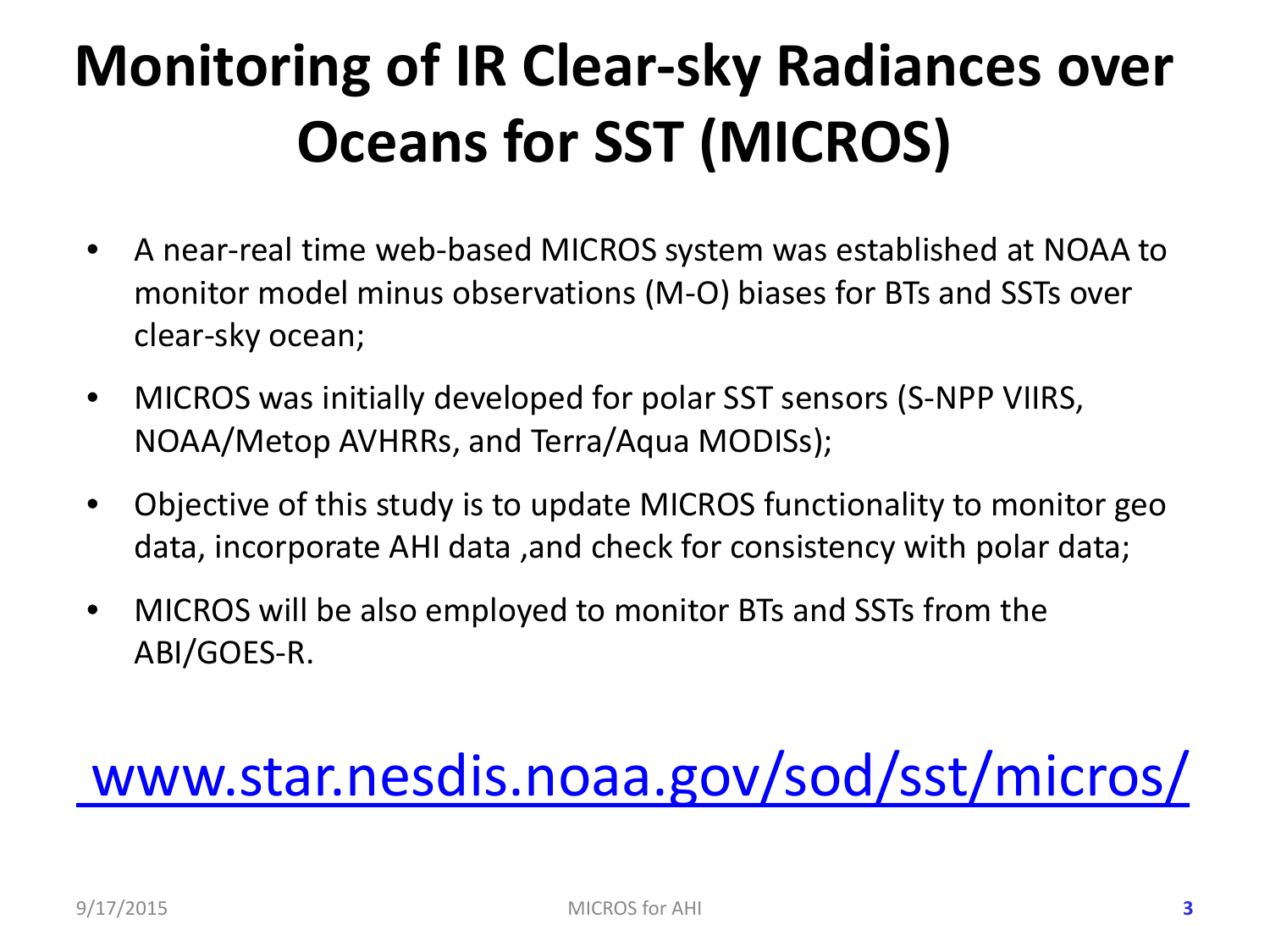# Monitoring of IR Clear-sky Radiances over Oceans for SST (MICROS)

- A near-real time web-based MICROS system was established at NOAA to monitor model minus observations (M-O) biases for BTs and SSTs over clear-sky ocean;
- MICROS was initially developed for polar SST sensors (S-NPP VIIRS, NOAA/Metop AVHRRs, and Terra/Aqua MODISs);
- Objective of this study is to update MICROS functionality to monitor geo data, incorporate AHI data ,and check for consistency with polar data;
- MICROS will be also employed to monitor BTs and SSTs from the ABI/GOES-R.

[www.star.nesdis.noaa.gov/sod/sst/micros/](http://www.star.nesdis.noaa.gov/sod/sst/micros/)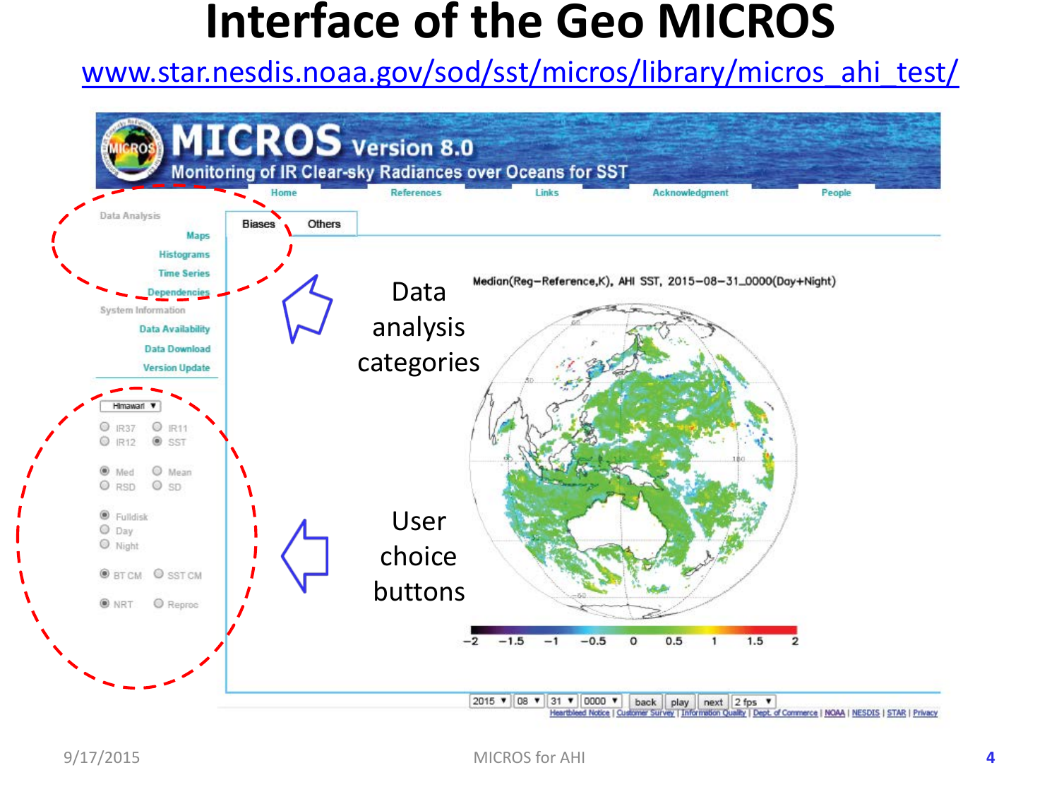# Interface of the Geo MICROS

www.star.nesdis.noaa.gov/sod/sst/micros/library/micros_ahi_test/

MICROS Version 8.0

Monitoring of IR Clear-sky Radiances over Oceans for SST

Home | References | Links | Acknowledgment | People

Data Analysis
- Maps
- Histograms
- Time Series
- Dependencies

System Information
- Data Availability
- Data Download
- Version Update

Himawari

IR37 IR11 IR12 SST

Med Mean RSD SD

Fulldisk Day Night

BT CM SST CM

NRT Reproc

Biases | Others

Median(Reg−Reference,K), AHI SST, 2015−08−31_0000(Day+Night)

−2 −1.5 −1 −0.5 0 0.5 1 1.5 2

2015 08 31 0000 back play next 2 fps

Data analysis categories

User choice buttons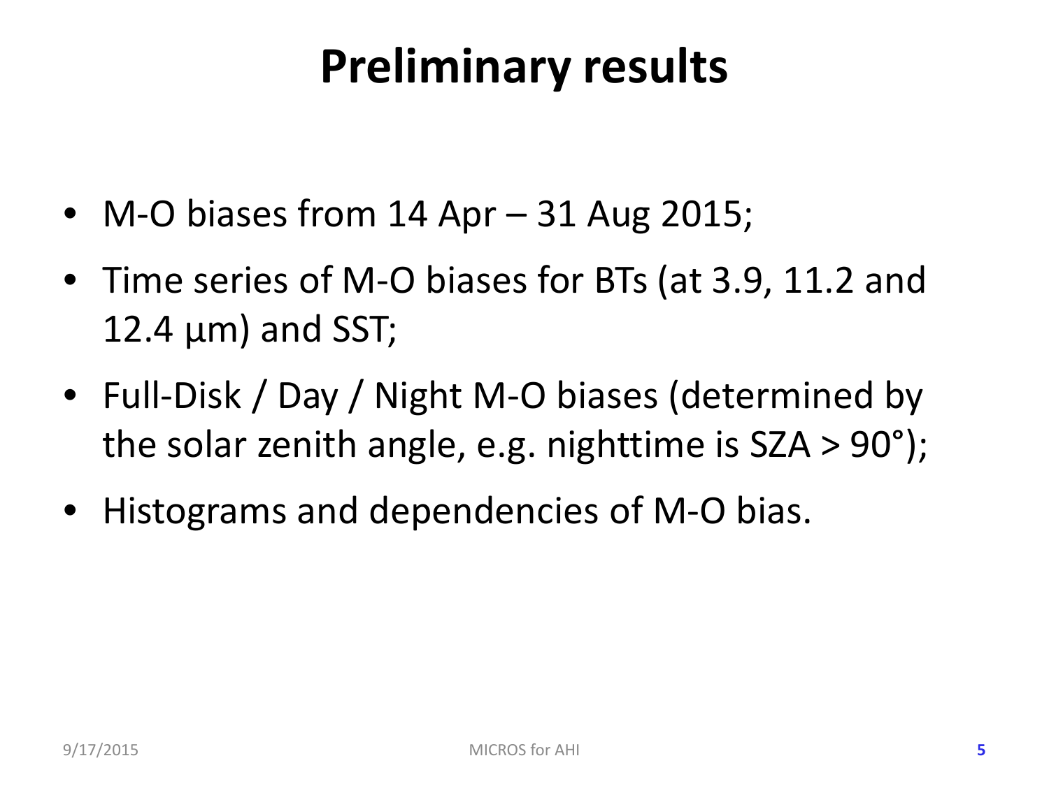# Preliminary results

- M-O biases from 14 Apr – 31 Aug 2015;
- Time series of M-O biases for BTs (at 3.9, 11.2 and 12.4 μm) and SST;
- Full-Disk / Day / Night M-O biases (determined by the solar zenith angle, e.g. nighttime is SZA > 90°);
- Histograms and dependencies of M-O bias.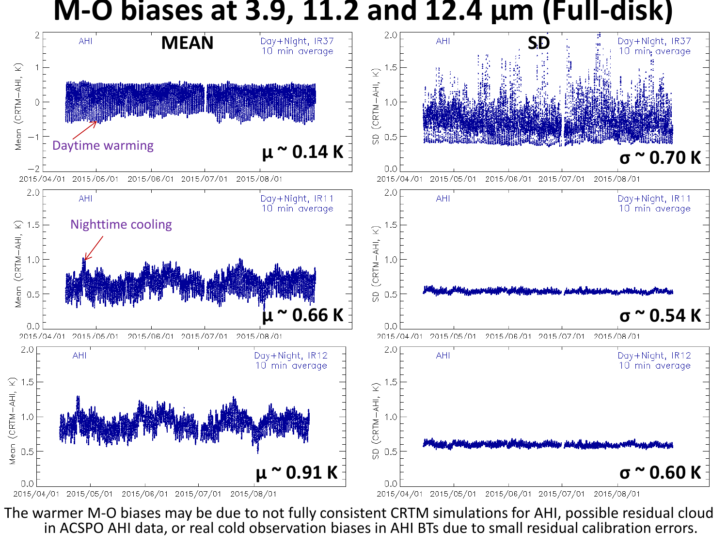# M-O biases at 3.9, 11.2 and 12.4 μm (Full-disk)

**MEAN**

AHI — Day+Night, IR37 — 10 min average

Daytime warming

**$\mu \sim 0.14$ K**

**SD**

AHI — Day+Night, IR37 — 10 min average

**$\sigma \sim 0.70$ K**

AHI — Day+Night, IR11 — 10 min average

Nighttime cooling

**$\mu \sim 0.66$ K**

AHI — Day+Night, IR11 — 10 min average

**$\sigma \sim 0.54$ K**

AHI — Day+Night, IR12 — 10 min average

**$\mu \sim 0.91$ K**

AHI — Day+Night, IR12 — 10 min average

**$\sigma \sim 0.60$ K**

The warmer M-O biases may be due to not fully consistent CRTM simulations for AHI, possible residual cloud in ACSPO AHI data, or real cold observation biases in AHI BTs due to small residual calibration errors.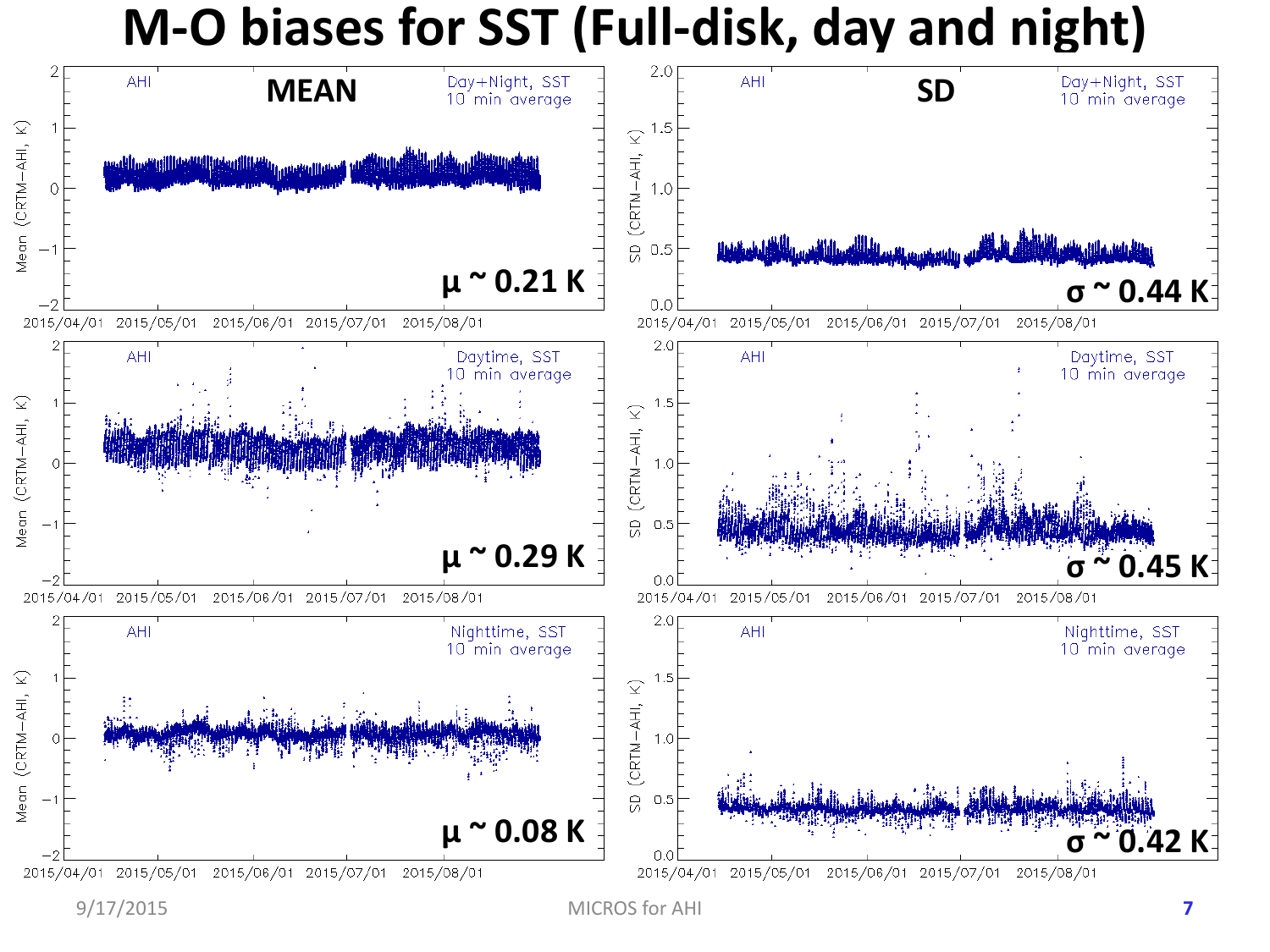# M-O biases for SST (Full-disk, day and night)

**MEAN**

AHI — Day+Night, SST — 10 min average

$\mu \sim 0.21$ K

**SD**

AHI — Day+Night, SST — 10 min average

$\sigma \sim 0.44$ K

AHI — Daytime, SST — 10 min average

$\mu \sim 0.29$ K

AHI — Daytime, SST — 10 min average

$\sigma \sim 0.45$ K

AHI — Nighttime, SST — 10 min average

$\mu \sim 0.08$ K

AHI — Nighttime, SST — 10 min average

$\sigma \sim 0.42$ K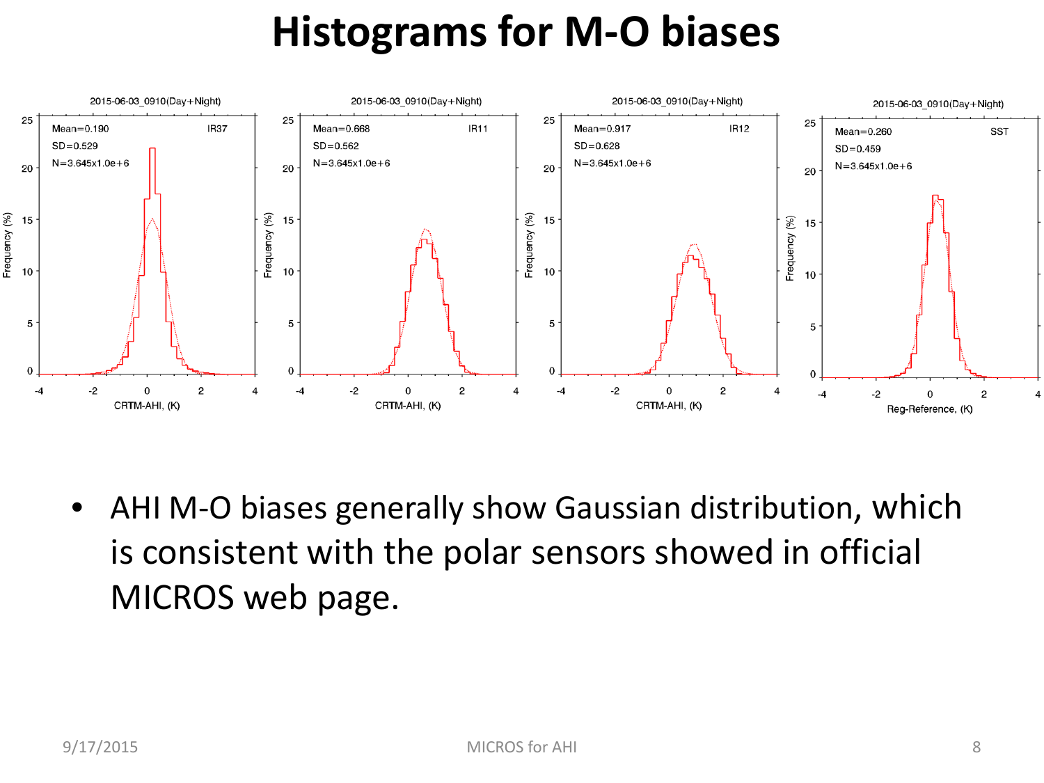# Histograms for M-O biases

- AHI M-O biases generally show Gaussian distribution, which is consistent with the polar sensors showed in official MICROS web page.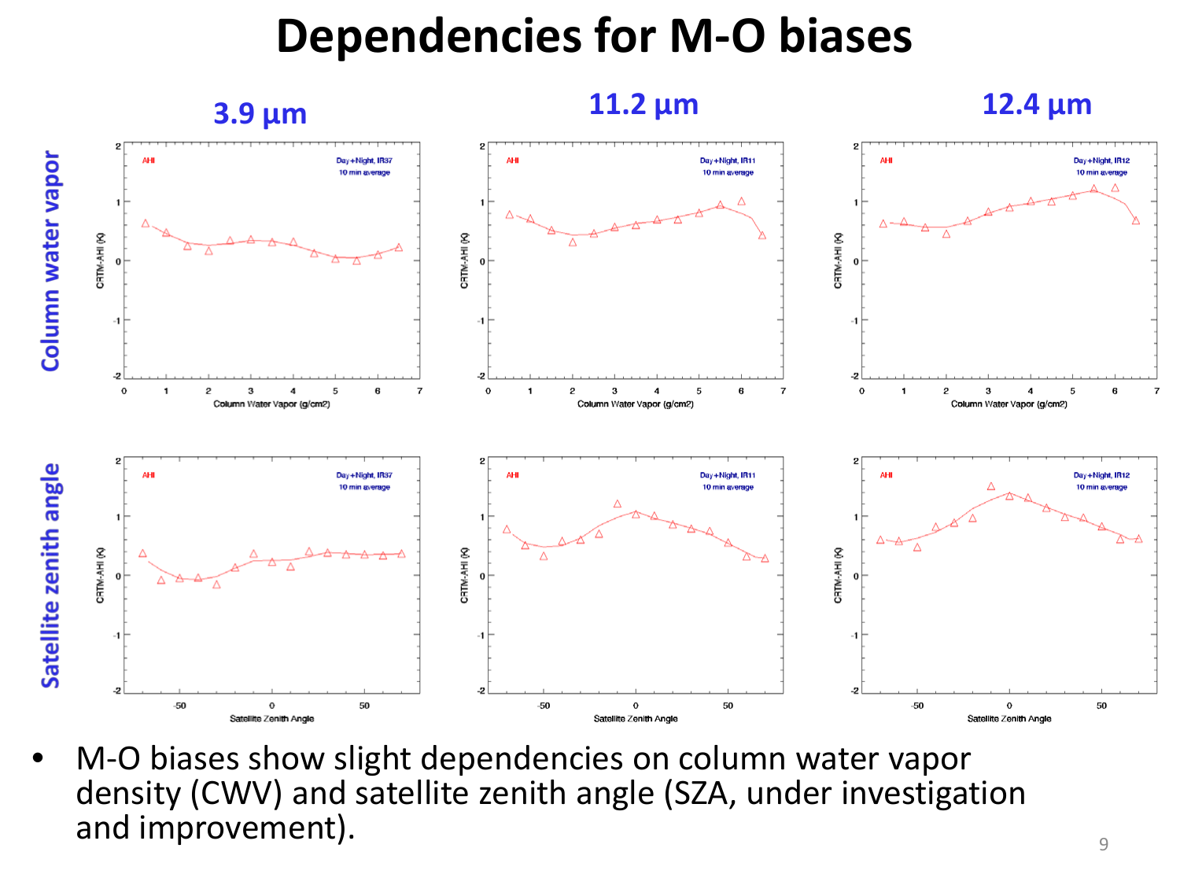# Dependencies for M-O biases

- M-O biases show slight dependencies on column water vapor density (CWV) and satellite zenith angle (SZA, under investigation and improvement).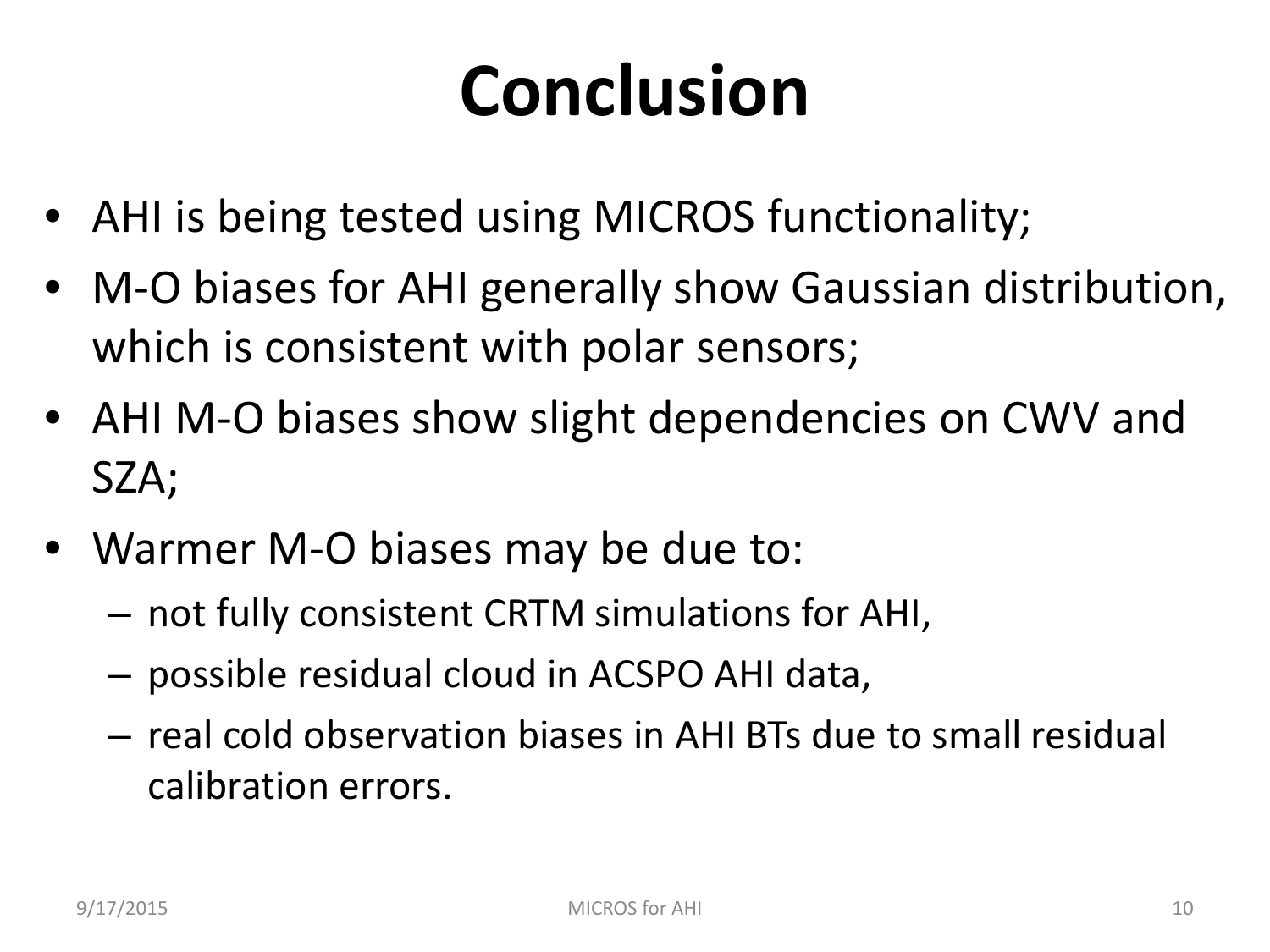# Conclusion

- AHI is being tested using MICROS functionality;
- M-O biases for AHI generally show Gaussian distribution, which is consistent with polar sensors;
- AHI M-O biases show slight dependencies on CWV and SZA;
- Warmer M-O biases may be due to:
  - not fully consistent CRTM simulations for AHI,
  - possible residual cloud in ACSPO AHI data,
  - real cold observation biases in AHI BTs due to small residual calibration errors.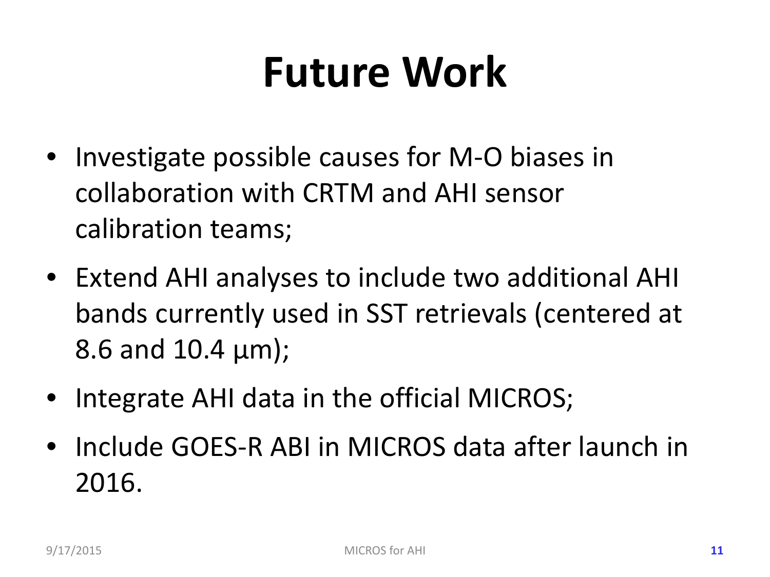# Future Work

- Investigate possible causes for M-O biases in collaboration with CRTM and AHI sensor calibration teams;
- Extend AHI analyses to include two additional AHI bands currently used in SST retrievals (centered at 8.6 and 10.4 µm);
- Integrate AHI data in the official MICROS;
- Include GOES-R ABI in MICROS data after launch in 2016.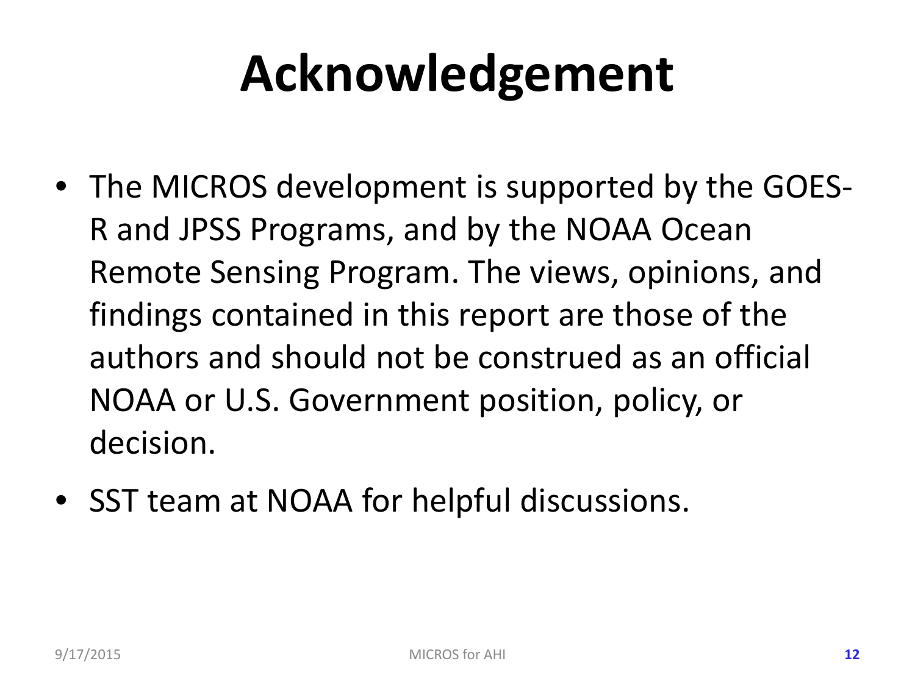# Acknowledgement

- The MICROS development is supported by the GOES-R and JPSS Programs, and by the NOAA Ocean Remote Sensing Program. The views, opinions, and findings contained in this report are those of the authors and should not be construed as an official NOAA or U.S. Government position, policy, or decision.
- SST team at NOAA for helpful discussions.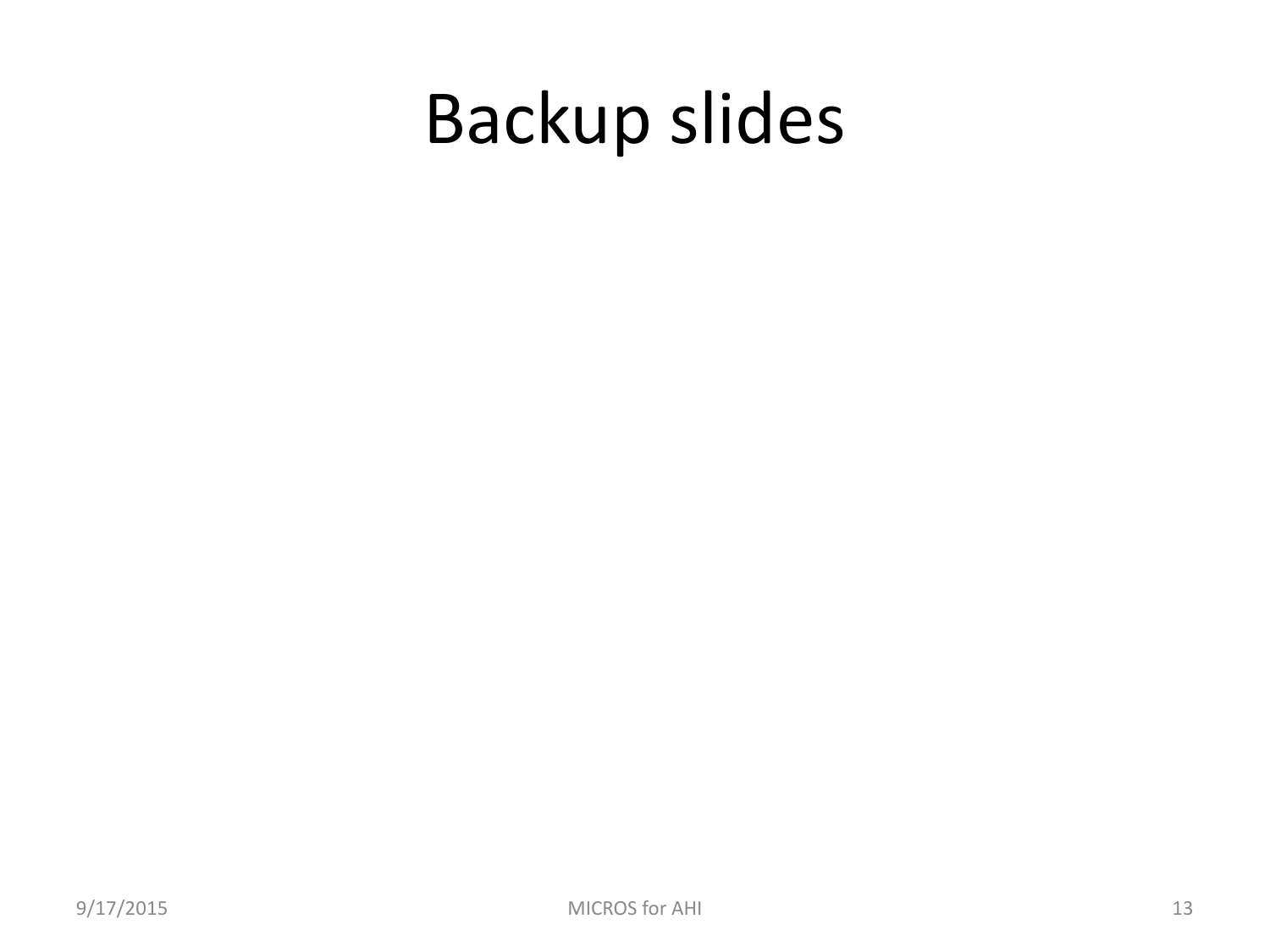# Backup slides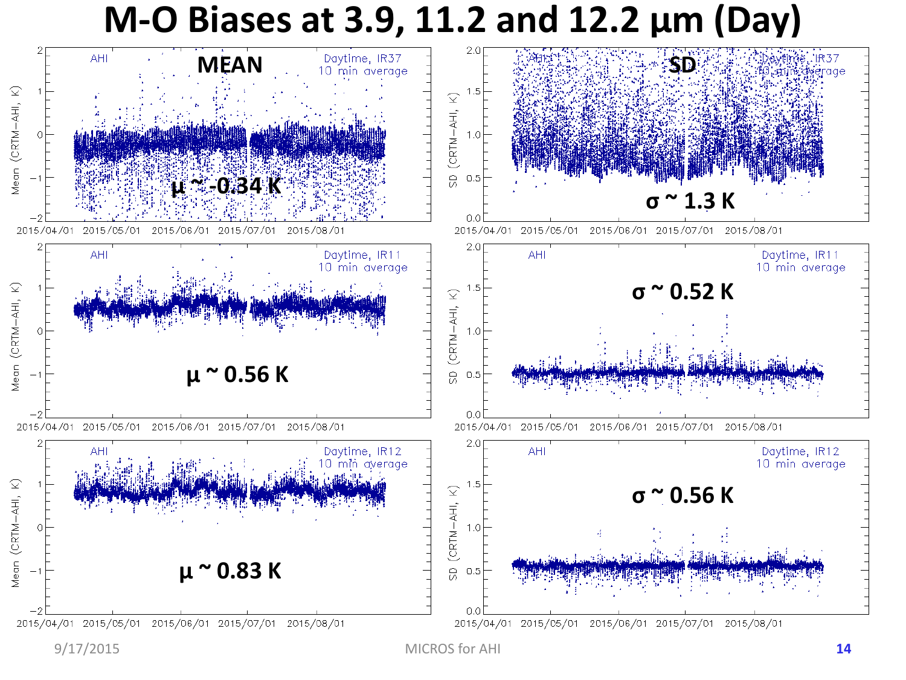# M-O Biases at 3.9, 11.2 and 12.2 μm (Day)

MEAN

SD

$\mu \sim -0.34$ K

$\sigma \sim 1.3$ K

$\mu \sim 0.56$ K

$\sigma \sim 0.52$ K

$\mu \sim 0.83$ K

$\sigma \sim 0.56$ K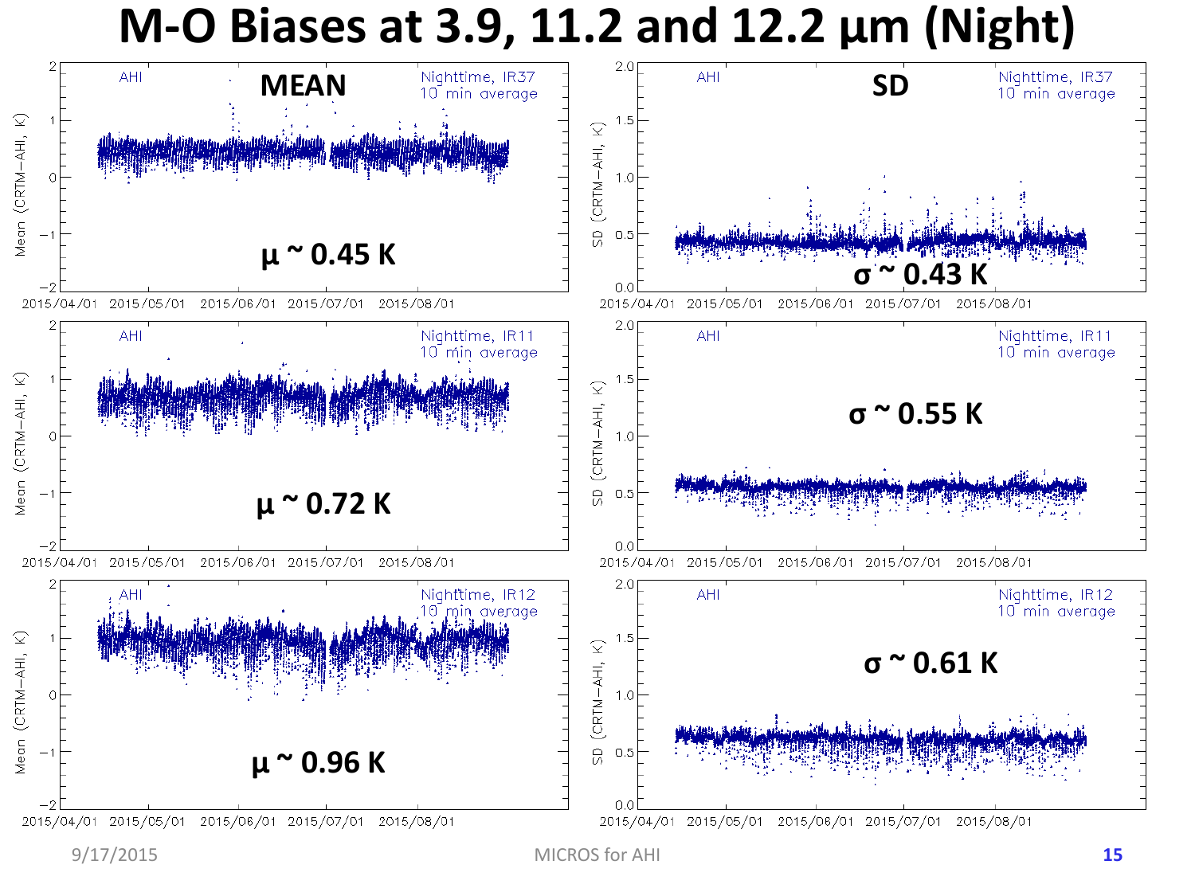# M-O Biases at 3.9, 11.2 and 12.2 μm (Night)

MEAN

AHI

Nighttime, IR37
10 min average

Mean (CRTM−AHI, K)

$\mu$ ~ 0.45 K

SD

AHI

Nighttime, IR37
10 min average

SD (CRTM−AHI, K)

$\sigma$ ~ 0.43 K

AHI

Nighttime, IR11
10 min average

Mean (CRTM−AHI, K)

$\mu$ ~ 0.72 K

AHI

Nighttime, IR11
10 min average

SD (CRTM−AHI, K)

$\sigma$ ~ 0.55 K

AHI

Nighttime, IR12
10 min average

Mean (CRTM−AHI, K)

$\mu$ ~ 0.96 K

AHI

Nighttime, IR12
10 min average

SD (CRTM−AHI, K)

$\sigma$ ~ 0.61 K

2015/04/01 2015/05/01 2015/06/01 2015/07/01 2015/08/01

9/17/2015 MICROS for AHI